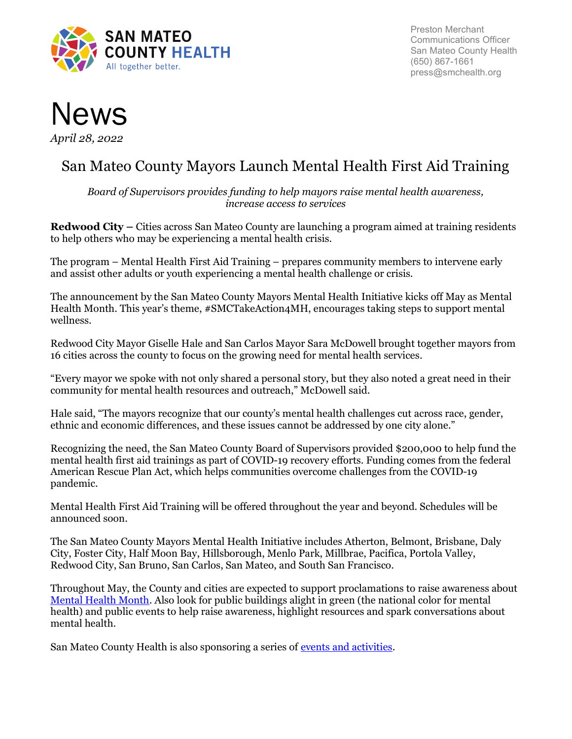SAN MATEO COUNTY HEALTH
All together better.

Preston Merchant
Communications Officer
San Mateo County Health
(650) 867-1661
press@smchealth.org

# News

*April 28, 2022*

## San Mateo County Mayors Launch Mental Health First Aid Training

*Board of Supervisors provides funding to help mayors raise mental health awareness, increase access to services*

**Redwood City –** Cities across San Mateo County are launching a program aimed at training residents to help others who may be experiencing a mental health crisis.

The program – Mental Health First Aid Training – prepares community members to intervene early and assist other adults or youth experiencing a mental health challenge or crisis.

The announcement by the San Mateo County Mayors Mental Health Initiative kicks off May as Mental Health Month. This year's theme, #SMCTakeAction4MH, encourages taking steps to support mental wellness.

Redwood City Mayor Giselle Hale and San Carlos Mayor Sara McDowell brought together mayors from 16 cities across the county to focus on the growing need for mental health services.

"Every mayor we spoke with not only shared a personal story, but they also noted a great need in their community for mental health resources and outreach," McDowell said.

Hale said, "The mayors recognize that our county's mental health challenges cut across race, gender, ethnic and economic differences, and these issues cannot be addressed by one city alone."

Recognizing the need, the San Mateo County Board of Supervisors provided $200,000 to help fund the mental health first aid trainings as part of COVID-19 recovery efforts. Funding comes from the federal American Rescue Plan Act, which helps communities overcome challenges from the COVID-19 pandemic.

Mental Health First Aid Training will be offered throughout the year and beyond. Schedules will be announced soon.

The San Mateo County Mayors Mental Health Initiative includes Atherton, Belmont, Brisbane, Daly City, Foster City, Half Moon Bay, Hillsborough, Menlo Park, Millbrae, Pacifica, Portola Valley, Redwood City, San Bruno, San Carlos, San Mateo, and South San Francisco.

Throughout May, the County and cities are expected to support proclamations to raise awareness about Mental Health Month. Also look for public buildings alight in green (the national color for mental health) and public events to help raise awareness, highlight resources and spark conversations about mental health.

San Mateo County Health is also sponsoring a series of events and activities.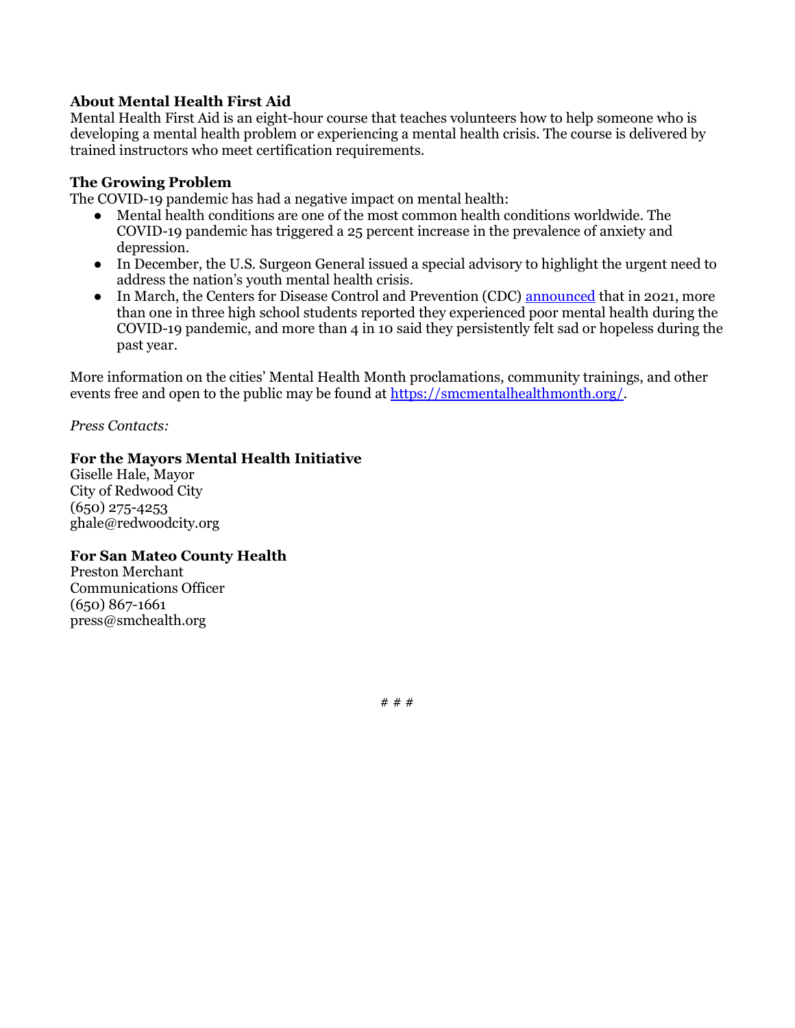**About Mental Health First Aid**
Mental Health First Aid is an eight-hour course that teaches volunteers how to help someone who is developing a mental health problem or experiencing a mental health crisis. The course is delivered by trained instructors who meet certification requirements.

**The Growing Problem**
The COVID-19 pandemic has had a negative impact on mental health:

- Mental health conditions are one of the most common health conditions worldwide. The COVID-19 pandemic has triggered a 25 percent increase in the prevalence of anxiety and depression.
- In December, the U.S. Surgeon General issued a special advisory to highlight the urgent need to address the nation's youth mental health crisis.
- In March, the Centers for Disease Control and Prevention (CDC) announced that in 2021, more than one in three high school students reported they experienced poor mental health during the COVID-19 pandemic, and more than 4 in 10 said they persistently felt sad or hopeless during the past year.

More information on the cities' Mental Health Month proclamations, community trainings, and other events free and open to the public may be found at https://smcmentalhealthmonth.org/.

*Press Contacts:*

**For the Mayors Mental Health Initiative**
Giselle Hale, Mayor
City of Redwood City
(650) 275-4253
ghale@redwoodcity.org

**For San Mateo County Health**
Preston Merchant
Communications Officer
(650) 867-1661
press@smchealth.org

# # #